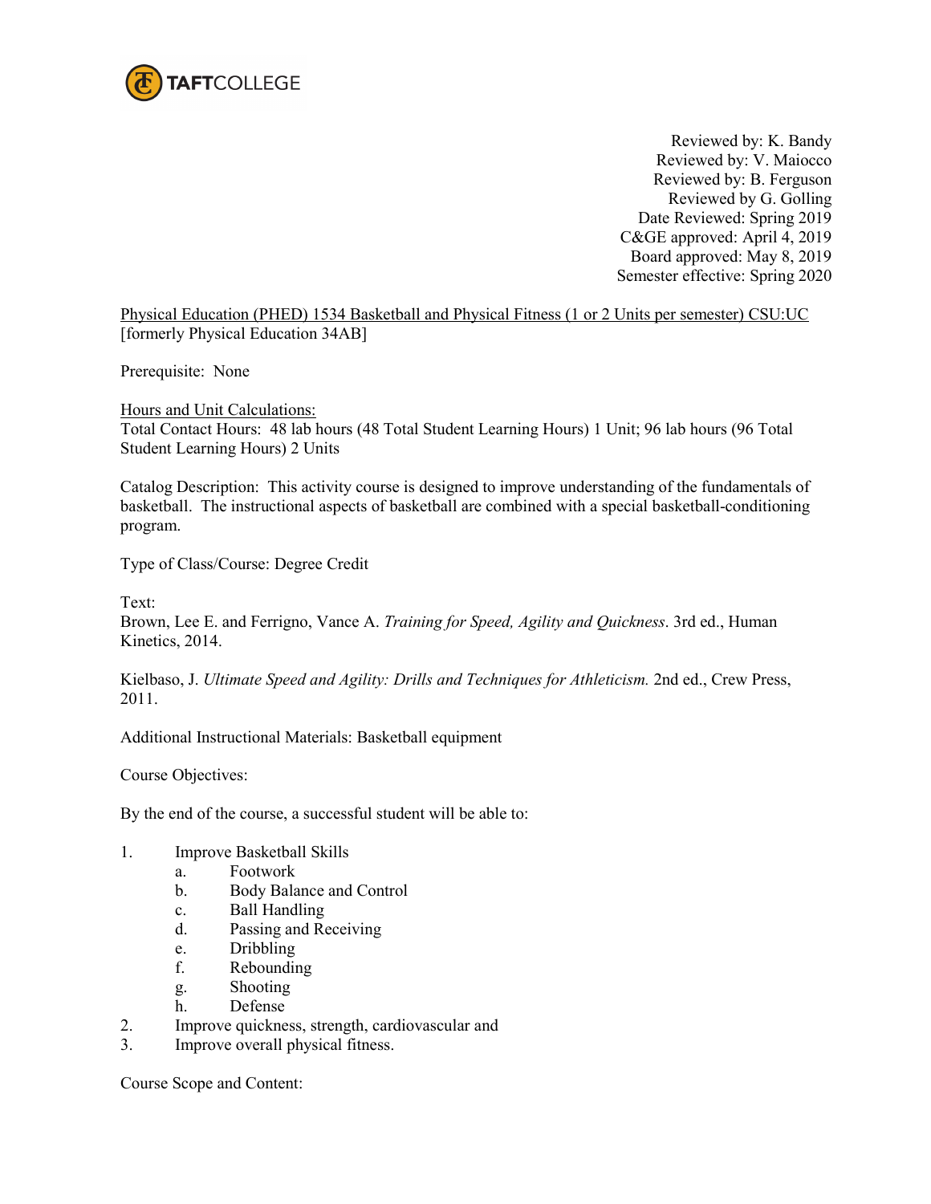TAFTCOLLEGE

Reviewed by: K. Bandy
Reviewed by: V. Maiocco
Reviewed by: B. Ferguson
Reviewed by G. Golling
Date Reviewed: Spring 2019
C&GE approved: April 4, 2019
Board approved: May 8, 2019
Semester effective: Spring 2020

Physical Education (PHED) 1534 Basketball and Physical Fitness (1 or 2 Units per semester) CSU:UC
[formerly Physical Education 34AB]

Prerequisite: None

Hours and Unit Calculations:
Total Contact Hours: 48 lab hours (48 Total Student Learning Hours) 1 Unit; 96 lab hours (96 Total Student Learning Hours) 2 Units

Catalog Description: This activity course is designed to improve understanding of the fundamentals of basketball. The instructional aspects of basketball are combined with a special basketball-conditioning program.

Type of Class/Course: Degree Credit

Text:
Brown, Lee E. and Ferrigno, Vance A. *Training for Speed, Agility and Quickness*. 3rd ed., Human Kinetics, 2014.

Kielbaso, J. *Ultimate Speed and Agility: Drills and Techniques for Athleticism.* 2nd ed., Crew Press, 2011.

Additional Instructional Materials: Basketball equipment

Course Objectives:

By the end of the course, a successful student will be able to:

1. Improve Basketball Skills
   a. Footwork
   b. Body Balance and Control
   c. Ball Handling
   d. Passing and Receiving
   e. Dribbling
   f. Rebounding
   g. Shooting
   h. Defense
2. Improve quickness, strength, cardiovascular and
3. Improve overall physical fitness.

Course Scope and Content: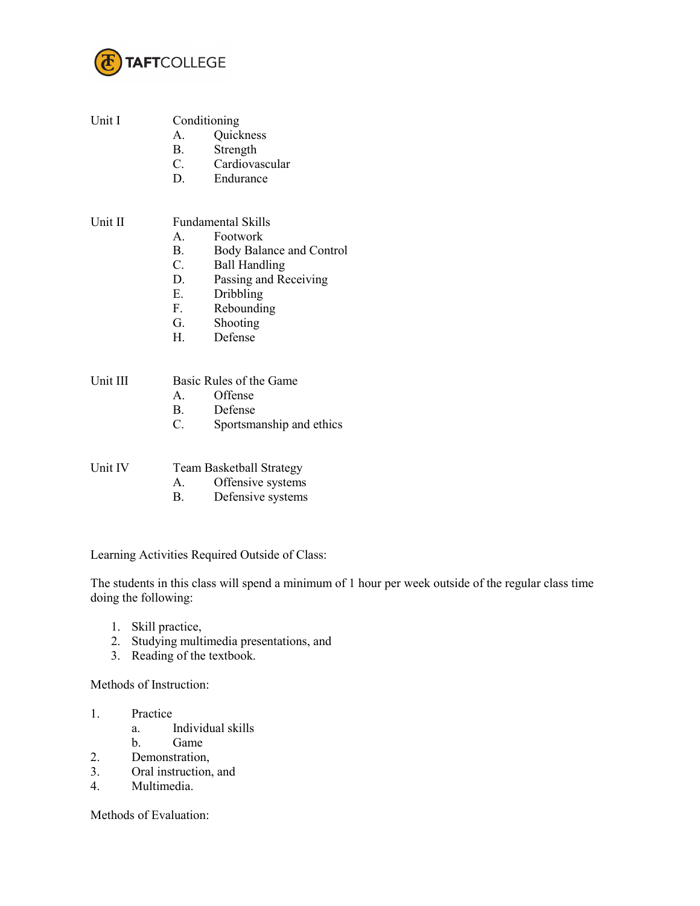Unit I — Conditioning

A. Quickness
B. Strength
C. Cardiovascular
D. Endurance

Unit II — Fundamental Skills

A. Footwork
B. Body Balance and Control
C. Ball Handling
D. Passing and Receiving
E. Dribbling
F. Rebounding
G. Shooting
H. Defense

Unit III — Basic Rules of the Game

A. Offense
B. Defense
C. Sportsmanship and ethics

Unit IV — Team Basketball Strategy

A. Offensive systems
B. Defensive systems

Learning Activities Required Outside of Class:

The students in this class will spend a minimum of 1 hour per week outside of the regular class time doing the following:

1. Skill practice,
2. Studying multimedia presentations, and
3. Reading of the textbook.

Methods of Instruction:

1. Practice
   a. Individual skills
   b. Game
2. Demonstration,
3. Oral instruction, and
4. Multimedia.

Methods of Evaluation: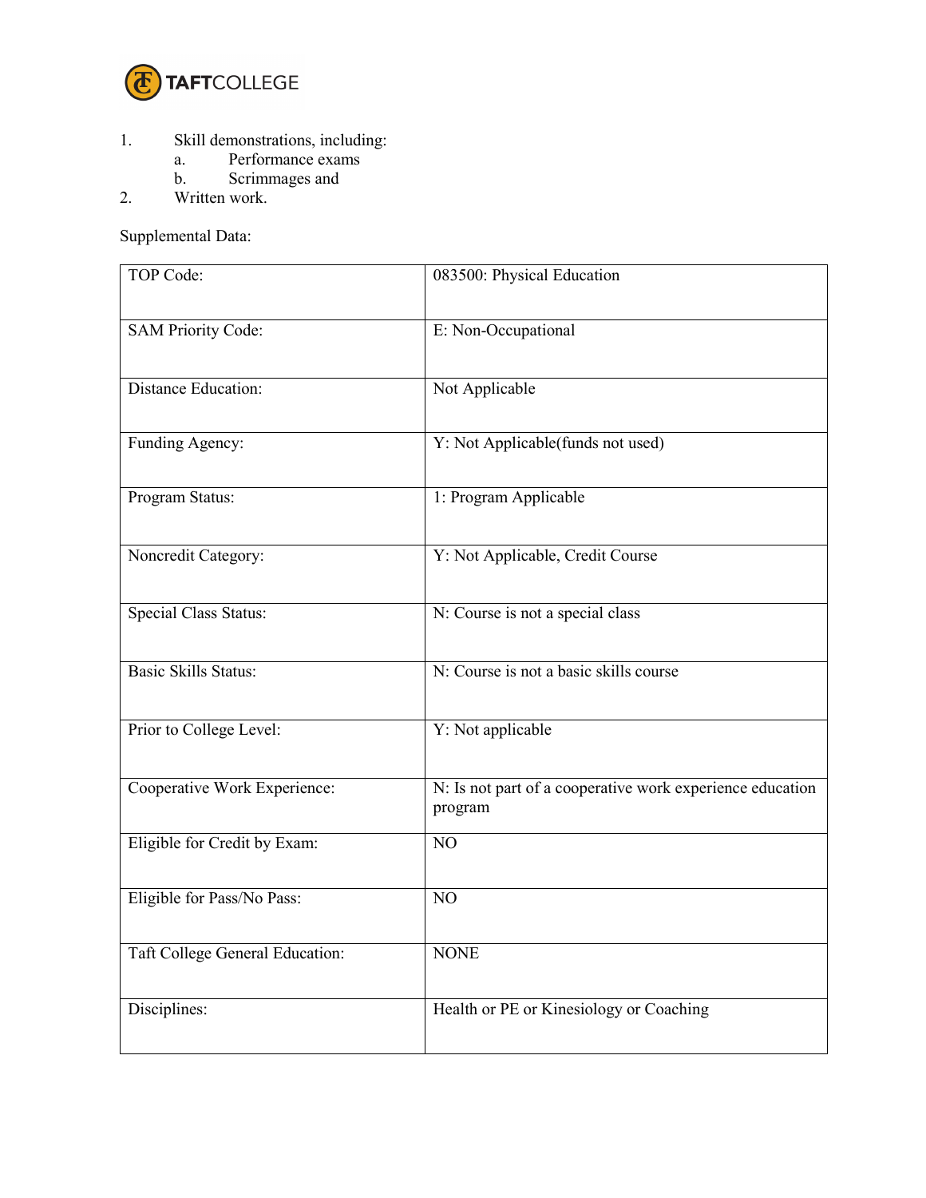1. Skill demonstrations, including:
   a. Performance exams
   b. Scrimmages and
2. Written work.

Supplemental Data:

| | |
|---|---|
| TOP Code: | 083500: Physical Education |
| SAM Priority Code: | E: Non-Occupational |
| Distance Education: | Not Applicable |
| Funding Agency: | Y: Not Applicable(funds not used) |
| Program Status: | 1: Program Applicable |
| Noncredit Category: | Y: Not Applicable, Credit Course |
| Special Class Status: | N: Course is not a special class |
| Basic Skills Status: | N: Course is not a basic skills course |
| Prior to College Level: | Y: Not applicable |
| Cooperative Work Experience: | N: Is not part of a cooperative work experience education program |
| Eligible for Credit by Exam: | NO |
| Eligible for Pass/No Pass: | NO |
| Taft College General Education: | NONE |
| Disciplines: | Health or PE or Kinesiology or Coaching |